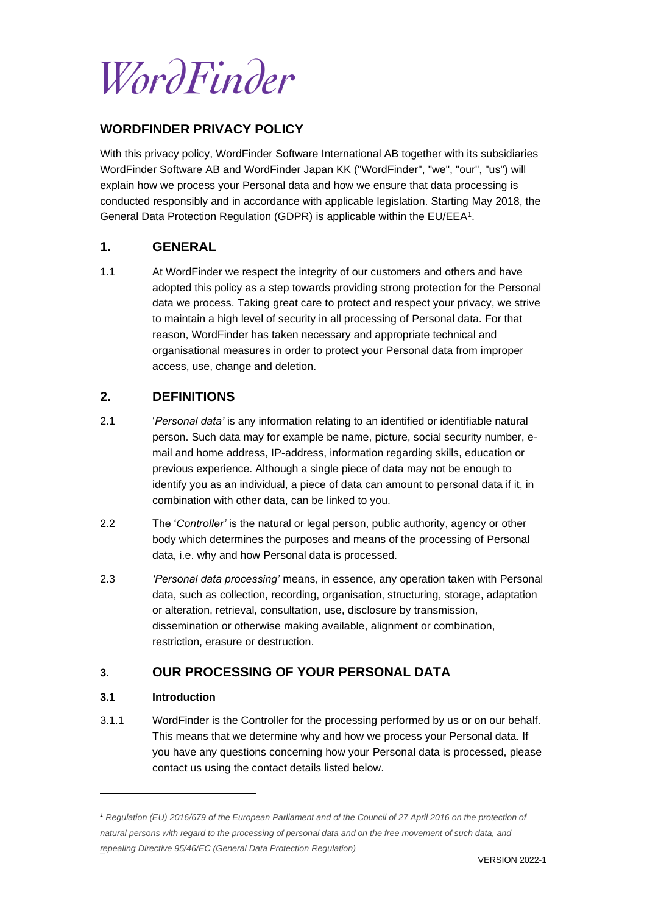WordFinder

# WORDFINDER PRIVACY POLICY

With this privacy policy, WordFinder Software International AB together with its subsidiaries WordFinder Software AB and WordFinder Japan KK ("WordFinder", "we", "our", "us") will explain how we process your Personal data and how we ensure that data processing is conducted responsibly and in accordance with applicable legislation. Starting May 2018, the General Data Protection Regulation (GDPR) is applicable within the EU/EEA[1].

## 1. GENERAL

1.1 At WordFinder we respect the integrity of our customers and others and have adopted this policy as a step towards providing strong protection for the Personal data we process. Taking great care to protect and respect your privacy, we strive to maintain a high level of security in all processing of Personal data. For that reason, WordFinder has taken necessary and appropriate technical and organisational measures in order to protect your Personal data from improper access, use, change and deletion.

## 2. DEFINITIONS

2.1 '*Personal data'* is any information relating to an identified or identifiable natural person. Such data may for example be name, picture, social security number, e-mail and home address, IP-address, information regarding skills, education or previous experience. Although a single piece of data may not be enough to identify you as an individual, a piece of data can amount to personal data if it, in combination with other data, can be linked to you.

2.2 The '*Controller'* is the natural or legal person, public authority, agency or other body which determines the purposes and means of the processing of Personal data, i.e. why and how Personal data is processed.

2.3 *'Personal data processing'* means, in essence, any operation taken with Personal data, such as collection, recording, organisation, structuring, storage, adaptation or alteration, retrieval, consultation, use, disclosure by transmission, dissemination or otherwise making available, alignment or combination, restriction, erasure or destruction.

## 3. OUR PROCESSING OF YOUR PERSONAL DATA

### 3.1 Introduction

3.1.1 WordFinder is the Controller for the processing performed by us or on our behalf. This means that we determine why and how we process your Personal data. If you have any questions concerning how your Personal data is processed, please contact us using the contact details listed below.

---

[1] *Regulation (EU) 2016/679 of the European Parliament and of the Council of 27 April 2016 on the protection of natural persons with regard to the processing of personal data and on the free movement of such data, and repealing Directive 95/46/EC (General Data Protection Regulation)*

VERSION 2022-1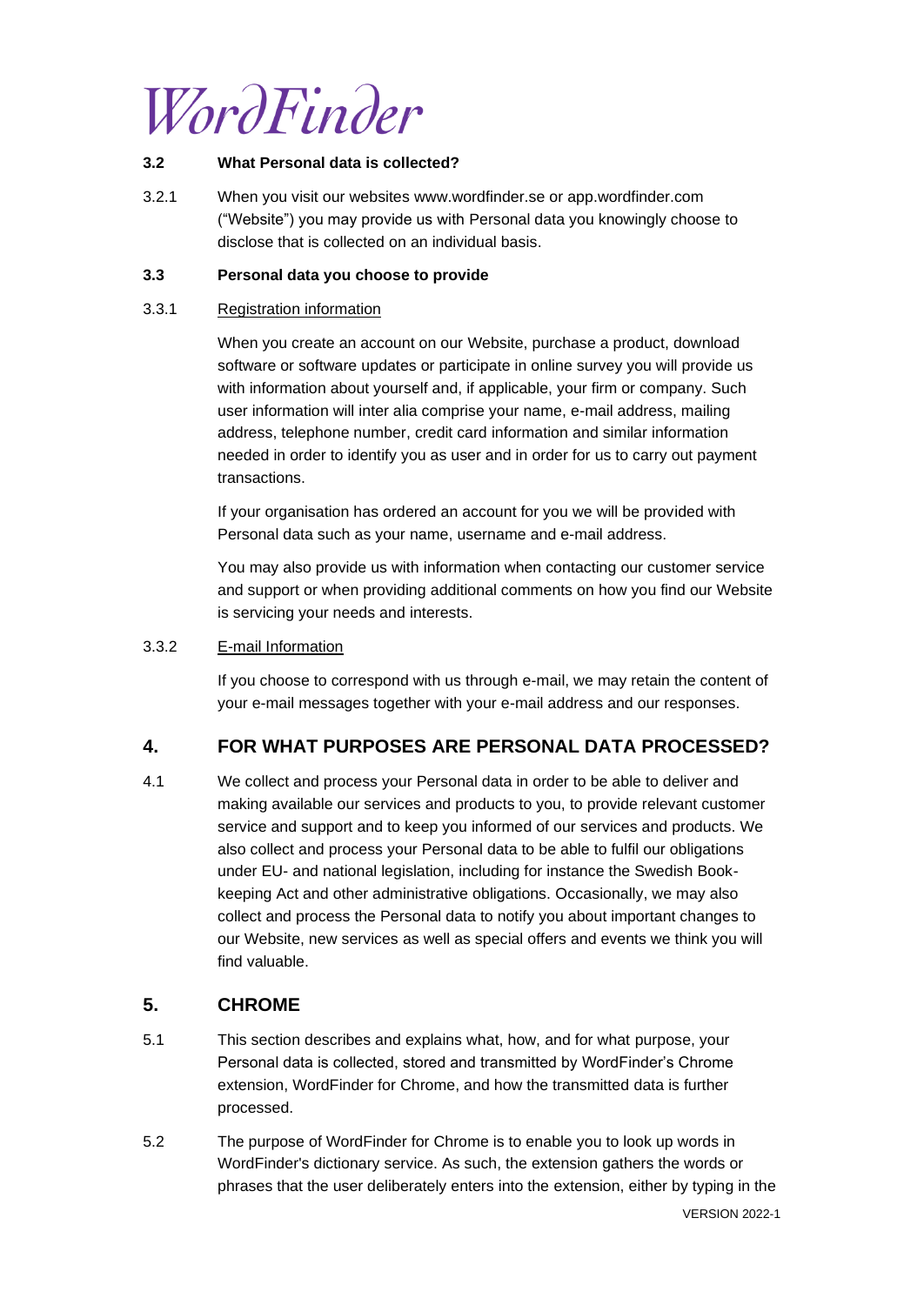### 3.2 What Personal data is collected?

3.2.1 When you visit our websites www.wordfinder.se or app.wordfinder.com ("Website") you may provide us with Personal data you knowingly choose to disclose that is collected on an individual basis.

### 3.3 Personal data you choose to provide

3.3.1 Registration information

When you create an account on our Website, purchase a product, download software or software updates or participate in online survey you will provide us with information about yourself and, if applicable, your firm or company. Such user information will inter alia comprise your name, e-mail address, mailing address, telephone number, credit card information and similar information needed in order to identify you as user and in order for us to carry out payment transactions.

If your organisation has ordered an account for you we will be provided with Personal data such as your name, username and e-mail address.

You may also provide us with information when contacting our customer service and support or when providing additional comments on how you find our Website is servicing your needs and interests.

3.3.2 E-mail Information

If you choose to correspond with us through e-mail, we may retain the content of your e-mail messages together with your e-mail address and our responses.

## 4. FOR WHAT PURPOSES ARE PERSONAL DATA PROCESSED?

4.1 We collect and process your Personal data in order to be able to deliver and making available our services and products to you, to provide relevant customer service and support and to keep you informed of our services and products. We also collect and process your Personal data to be able to fulfil our obligations under EU- and national legislation, including for instance the Swedish Book-keeping Act and other administrative obligations. Occasionally, we may also collect and process the Personal data to notify you about important changes to our Website, new services as well as special offers and events we think you will find valuable.

## 5. CHROME

5.1 This section describes and explains what, how, and for what purpose, your Personal data is collected, stored and transmitted by WordFinder's Chrome extension, WordFinder for Chrome, and how the transmitted data is further processed.

5.2 The purpose of WordFinder for Chrome is to enable you to look up words in WordFinder's dictionary service. As such, the extension gathers the words or phrases that the user deliberately enters into the extension, either by typing in the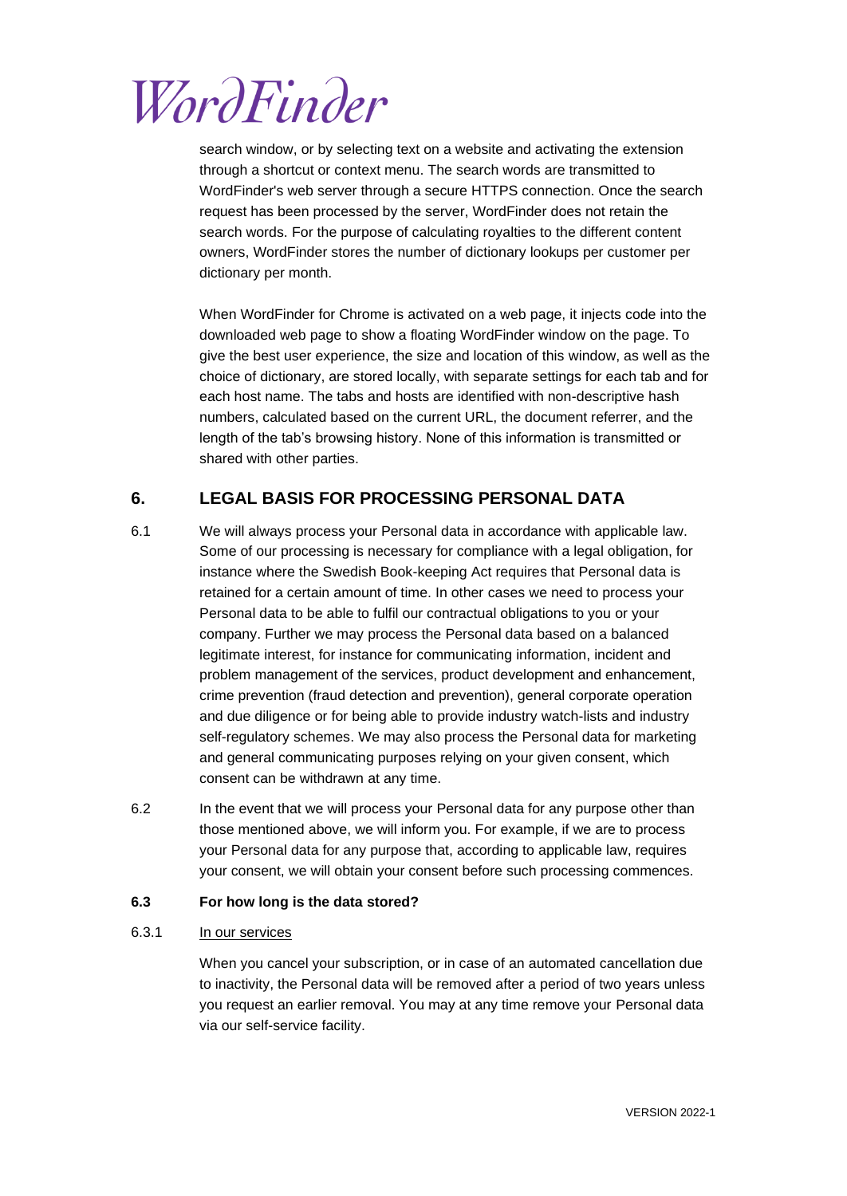search window, or by selecting text on a website and activating the extension through a shortcut or context menu. The search words are transmitted to WordFinder's web server through a secure HTTPS connection. Once the search request has been processed by the server, WordFinder does not retain the search words. For the purpose of calculating royalties to the different content owners, WordFinder stores the number of dictionary lookups per customer per dictionary per month.

When WordFinder for Chrome is activated on a web page, it injects code into the downloaded web page to show a floating WordFinder window on the page. To give the best user experience, the size and location of this window, as well as the choice of dictionary, are stored locally, with separate settings for each tab and for each host name. The tabs and hosts are identified with non-descriptive hash numbers, calculated based on the current URL, the document referrer, and the length of the tab's browsing history. None of this information is transmitted or shared with other parties.

## 6. LEGAL BASIS FOR PROCESSING PERSONAL DATA

6.1 We will always process your Personal data in accordance with applicable law. Some of our processing is necessary for compliance with a legal obligation, for instance where the Swedish Book-keeping Act requires that Personal data is retained for a certain amount of time. In other cases we need to process your Personal data to be able to fulfil our contractual obligations to you or your company. Further we may process the Personal data based on a balanced legitimate interest, for instance for communicating information, incident and problem management of the services, product development and enhancement, crime prevention (fraud detection and prevention), general corporate operation and due diligence or for being able to provide industry watch-lists and industry self-regulatory schemes. We may also process the Personal data for marketing and general communicating purposes relying on your given consent, which consent can be withdrawn at any time.

6.2 In the event that we will process your Personal data for any purpose other than those mentioned above, we will inform you. For example, if we are to process your Personal data for any purpose that, according to applicable law, requires your consent, we will obtain your consent before such processing commences.

**6.3 For how long is the data stored?**

6.3.1 In our services

When you cancel your subscription, or in case of an automated cancellation due to inactivity, the Personal data will be removed after a period of two years unless you request an earlier removal. You may at any time remove your Personal data via our self-service facility.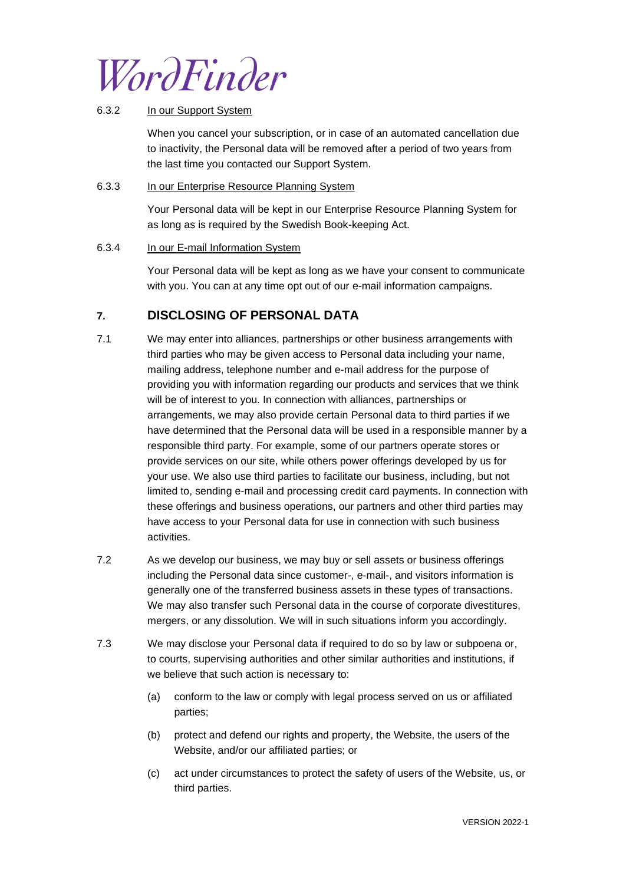6.3.2 <u>In our Support System</u>

When you cancel your subscription, or in case of an automated cancellation due to inactivity, the Personal data will be removed after a period of two years from the last time you contacted our Support System.

6.3.3 <u>In our Enterprise Resource Planning System</u>

Your Personal data will be kept in our Enterprise Resource Planning System for as long as is required by the Swedish Book-keeping Act.

6.3.4 <u>In our E-mail Information System</u>

Your Personal data will be kept as long as we have your consent to communicate with you. You can at any time opt out of our e-mail information campaigns.

## 7. DISCLOSING OF PERSONAL DATA

7.1 We may enter into alliances, partnerships or other business arrangements with third parties who may be given access to Personal data including your name, mailing address, telephone number and e-mail address for the purpose of providing you with information regarding our products and services that we think will be of interest to you. In connection with alliances, partnerships or arrangements, we may also provide certain Personal data to third parties if we have determined that the Personal data will be used in a responsible manner by a responsible third party. For example, some of our partners operate stores or provide services on our site, while others power offerings developed by us for your use. We also use third parties to facilitate our business, including, but not limited to, sending e-mail and processing credit card payments. In connection with these offerings and business operations, our partners and other third parties may have access to your Personal data for use in connection with such business activities.

7.2 As we develop our business, we may buy or sell assets or business offerings including the Personal data since customer-, e-mail-, and visitors information is generally one of the transferred business assets in these types of transactions. We may also transfer such Personal data in the course of corporate divestitures, mergers, or any dissolution. We will in such situations inform you accordingly.

7.3 We may disclose your Personal data if required to do so by law or subpoena or, to courts, supervising authorities and other similar authorities and institutions, if we believe that such action is necessary to:

(a) conform to the law or comply with legal process served on us or affiliated parties;

(b) protect and defend our rights and property, the Website, the users of the Website, and/or our affiliated parties; or

(c) act under circumstances to protect the safety of users of the Website, us, or third parties.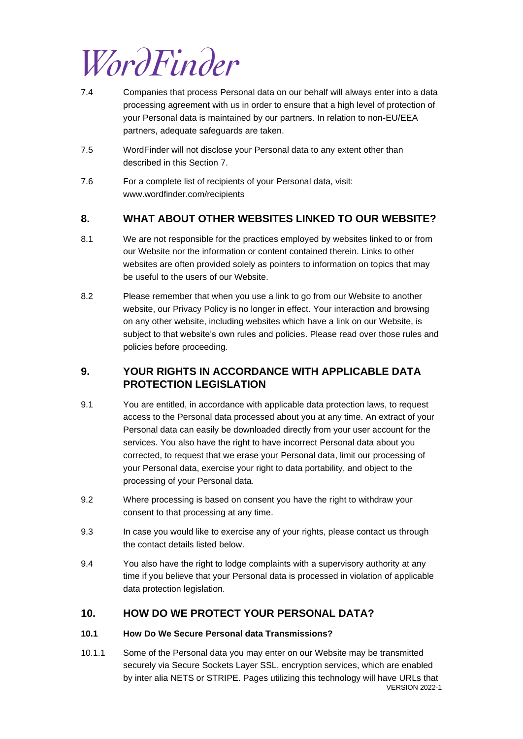7.4 Companies that process Personal data on our behalf will always enter into a data processing agreement with us in order to ensure that a high level of protection of your Personal data is maintained by our partners. In relation to non-EU/EEA partners, adequate safeguards are taken.

7.5 WordFinder will not disclose your Personal data to any extent other than described in this Section 7.

7.6 For a complete list of recipients of your Personal data, visit: www.wordfinder.com/recipients

## 8. WHAT ABOUT OTHER WEBSITES LINKED TO OUR WEBSITE?

8.1 We are not responsible for the practices employed by websites linked to or from our Website nor the information or content contained therein. Links to other websites are often provided solely as pointers to information on topics that may be useful to the users of our Website.

8.2 Please remember that when you use a link to go from our Website to another website, our Privacy Policy is no longer in effect. Your interaction and browsing on any other website, including websites which have a link on our Website, is subject to that website's own rules and policies. Please read over those rules and policies before proceeding.

## 9. YOUR RIGHTS IN ACCORDANCE WITH APPLICABLE DATA PROTECTION LEGISLATION

9.1 You are entitled, in accordance with applicable data protection laws, to request access to the Personal data processed about you at any time. An extract of your Personal data can easily be downloaded directly from your user account for the services. You also have the right to have incorrect Personal data about you corrected, to request that we erase your Personal data, limit our processing of your Personal data, exercise your right to data portability, and object to the processing of your Personal data.

9.2 Where processing is based on consent you have the right to withdraw your consent to that processing at any time.

9.3 In case you would like to exercise any of your rights, please contact us through the contact details listed below.

9.4 You also have the right to lodge complaints with a supervisory authority at any time if you believe that your Personal data is processed in violation of applicable data protection legislation.

## 10. HOW DO WE PROTECT YOUR PERSONAL DATA?

### 10.1 How Do We Secure Personal data Transmissions?

10.1.1 Some of the Personal data you may enter on our Website may be transmitted securely via Secure Sockets Layer SSL, encryption services, which are enabled by inter alia NETS or STRIPE. Pages utilizing this technology will have URLs that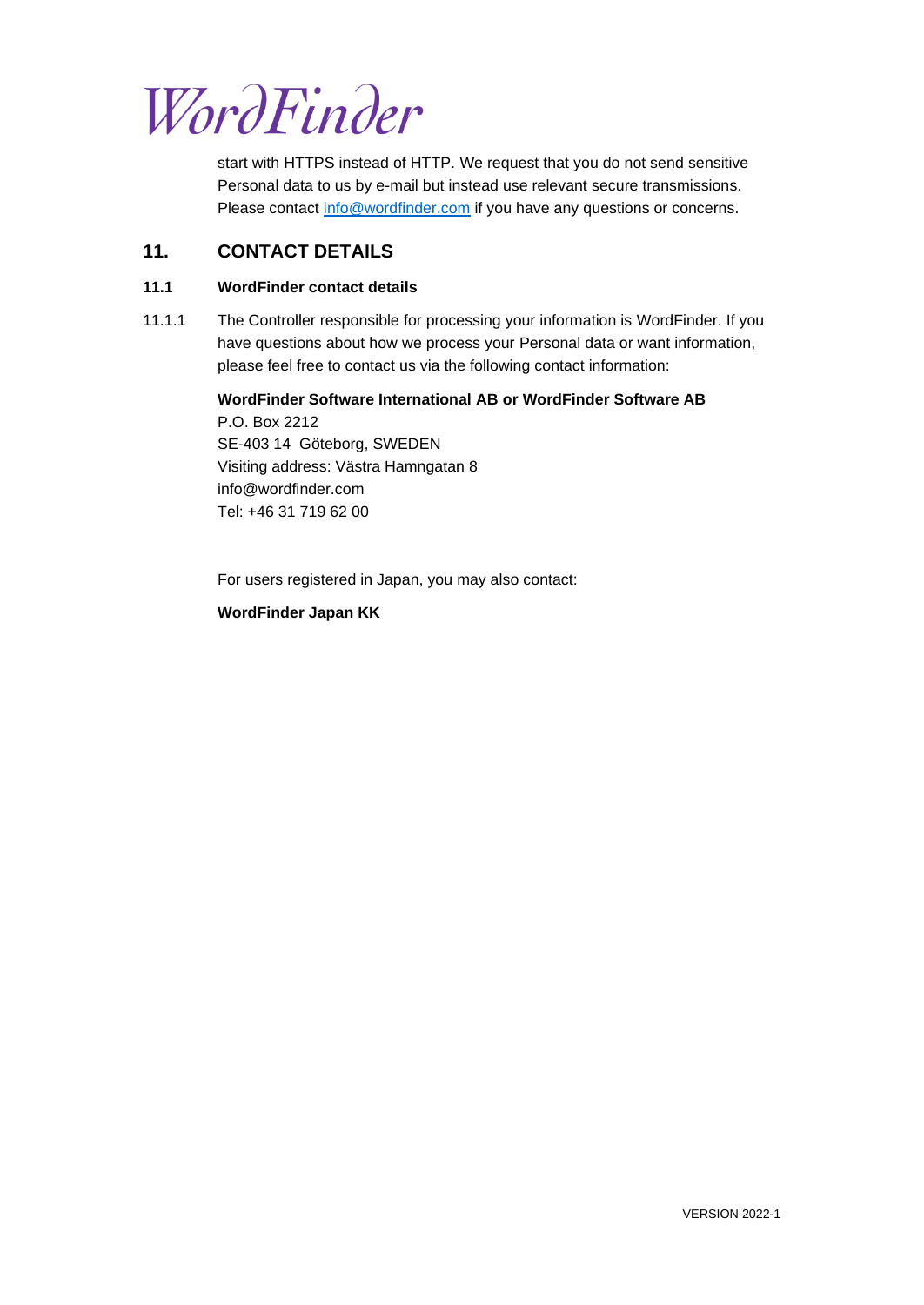start with HTTPS instead of HTTP. We request that you do not send sensitive Personal data to us by e-mail but instead use relevant secure transmissions. Please contact [info@wordfinder.com](mailto:info@wordfinder.com) if you have any questions or concerns.

## 11. CONTACT DETAILS

### 11.1 WordFinder contact details

11.1.1 The Controller responsible for processing your information is WordFinder. If you have questions about how we process your Personal data or want information, please feel free to contact us via the following contact information:

**WordFinder Software International AB or WordFinder Software AB**
P.O. Box 2212
SE-403 14 Göteborg, SWEDEN
Visiting address: Västra Hamngatan 8
info@wordfinder.com
Tel: +46 31 719 62 00

For users registered in Japan, you may also contact:

**WordFinder Japan KK**